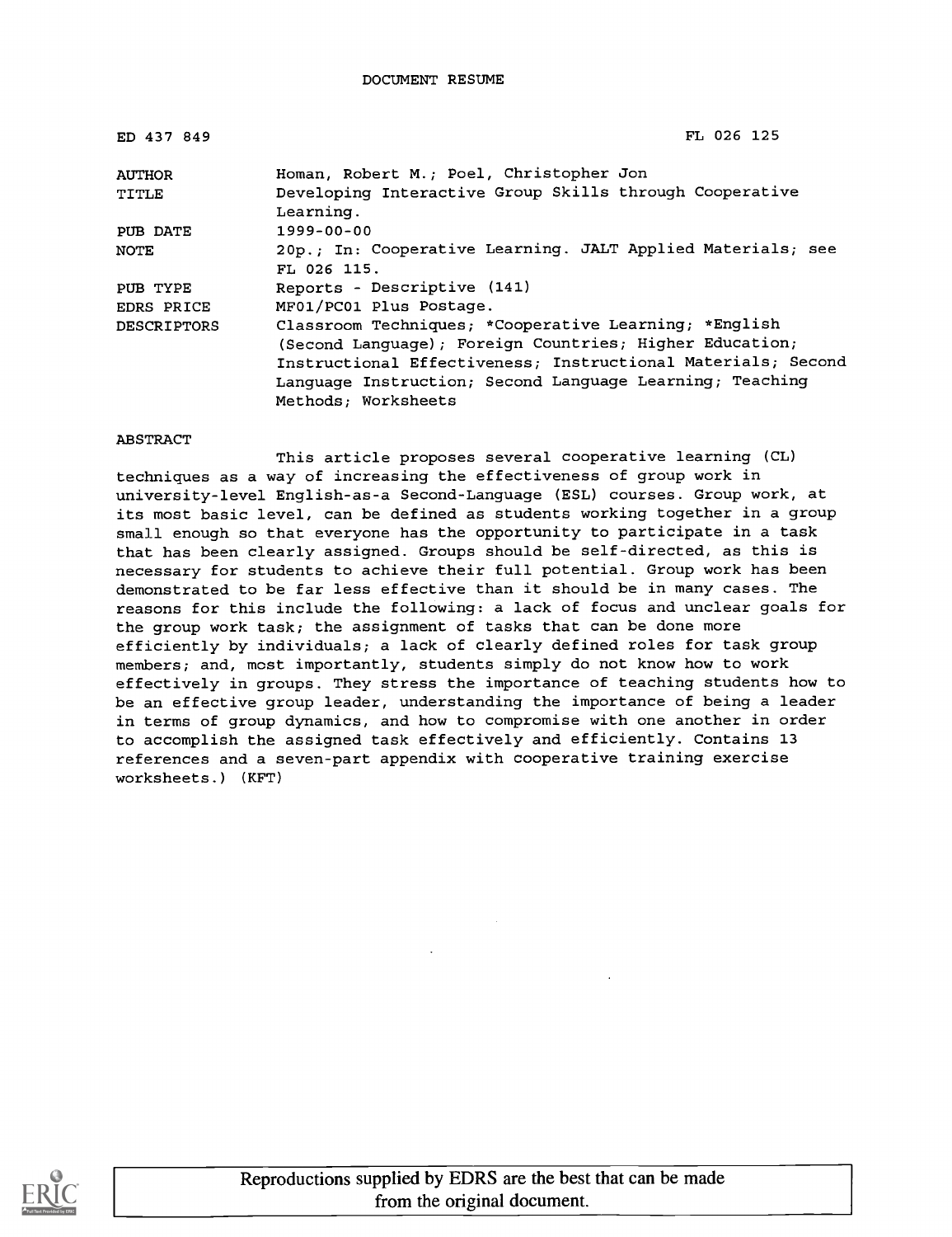# DOCUMENT RESUME

| | |
|---|---|
| ED 437 849 | FL 026 125 |
| AUTHOR | Homan, Robert M.; Poel, Christopher Jon |
| TITLE | Developing Interactive Group Skills through Cooperative Learning. |
| PUB DATE | 1999-00-00 |
| NOTE | 20p.; In: Cooperative Learning. JALT Applied Materials; see FL 026 115. |
| PUB TYPE | Reports - Descriptive (141) |
| EDRS PRICE | MF01/PC01 Plus Postage. |
| DESCRIPTORS | Classroom Techniques; *Cooperative Learning; *English (Second Language); Foreign Countries; Higher Education; Instructional Effectiveness; Instructional Materials; Second Language Instruction; Second Language Learning; Teaching Methods; Worksheets |

## ABSTRACT

This article proposes several cooperative learning (CL) techniques as a way of increasing the effectiveness of group work in university-level English-as a Second-Language (ESL) courses. Group work, at its most basic level, can be defined as students working together in a group small enough so that everyone has the opportunity to participate in a task that has been clearly assigned. Groups should be self-directed, as this is necessary for students to achieve their full potential. Group work has been demonstrated to be far less effective than it should be in many cases. The reasons for this include the following: a lack of focus and unclear goals for the group work task; the assignment of tasks that can be done more efficiently by individuals; a lack of clearly defined roles for task group members; and, most importantly, students simply do not know how to work effectively in groups. They stress the importance of teaching students how to be an effective group leader, understanding the importance of being a leader in terms of group dynamics, and how to compromise with one another in order to accomplish the assigned task effectively and efficiently. Contains 13 references and a seven-part appendix with cooperative training exercise worksheets.) (KFT)

Reproductions supplied by EDRS are the best that can be made from the original document.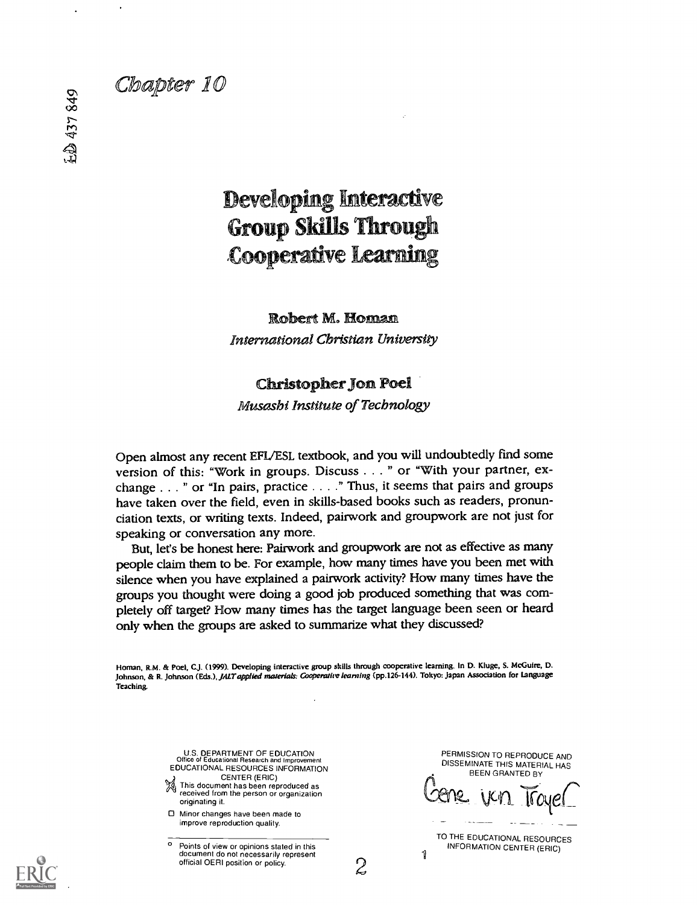*Chapter 10*

ED 437 849

# Developing Interactive Group Skills Through Cooperative Learning

**Robert M. Homan**
*International Christian University*

**Christopher Jon Poel**
*Musashi Institute of Technology*

Open almost any recent EFL/ESL textbook, and you will undoubtedly find some version of this: "Work in groups. Discuss . . . " or "With your partner, exchange . . . " or "In pairs, practice . . . ." Thus, it seems that pairs and groups have taken over the field, even in skills-based books such as readers, pronunciation texts, or writing texts. Indeed, pairwork and groupwork are not just for speaking or conversation any more.

But, let's be honest here: Pairwork and groupwork are not as effective as many people claim them to be. For example, how many times have you been met with silence when you have explained a pairwork activity? How many times have the groups you thought were doing a good job produced something that was completely off target? How many times has the target language been seen or heard only when the groups are asked to summarize what they discussed?

Homan, R.M. & Poel, C.J. (1999). Developing interactive group skills through cooperative learning. In D. Kluge, S. McGuire, D. Johnson, & R. Johnson (Eds.), *JALT applied materials: Cooperative learning* (pp.126-144). Tokyo: Japan Association for Language Teaching.

U.S. DEPARTMENT OF EDUCATION
Office of Educational Research and Improvement
EDUCATIONAL RESOURCES INFORMATION CENTER (ERIC)

- [x] This document has been reproduced as received from the person or organization originating it.
- [ ] Minor changes have been made to improve reproduction quality.

Points of view or opinions stated in this document do not necessarily represent official OERI position or policy.

PERMISSION TO REPRODUCE AND DISSEMINATE THIS MATERIAL HAS BEEN GRANTED BY

Gene van Troyer

TO THE EDUCATIONAL RESOURCES INFORMATION CENTER (ERIC)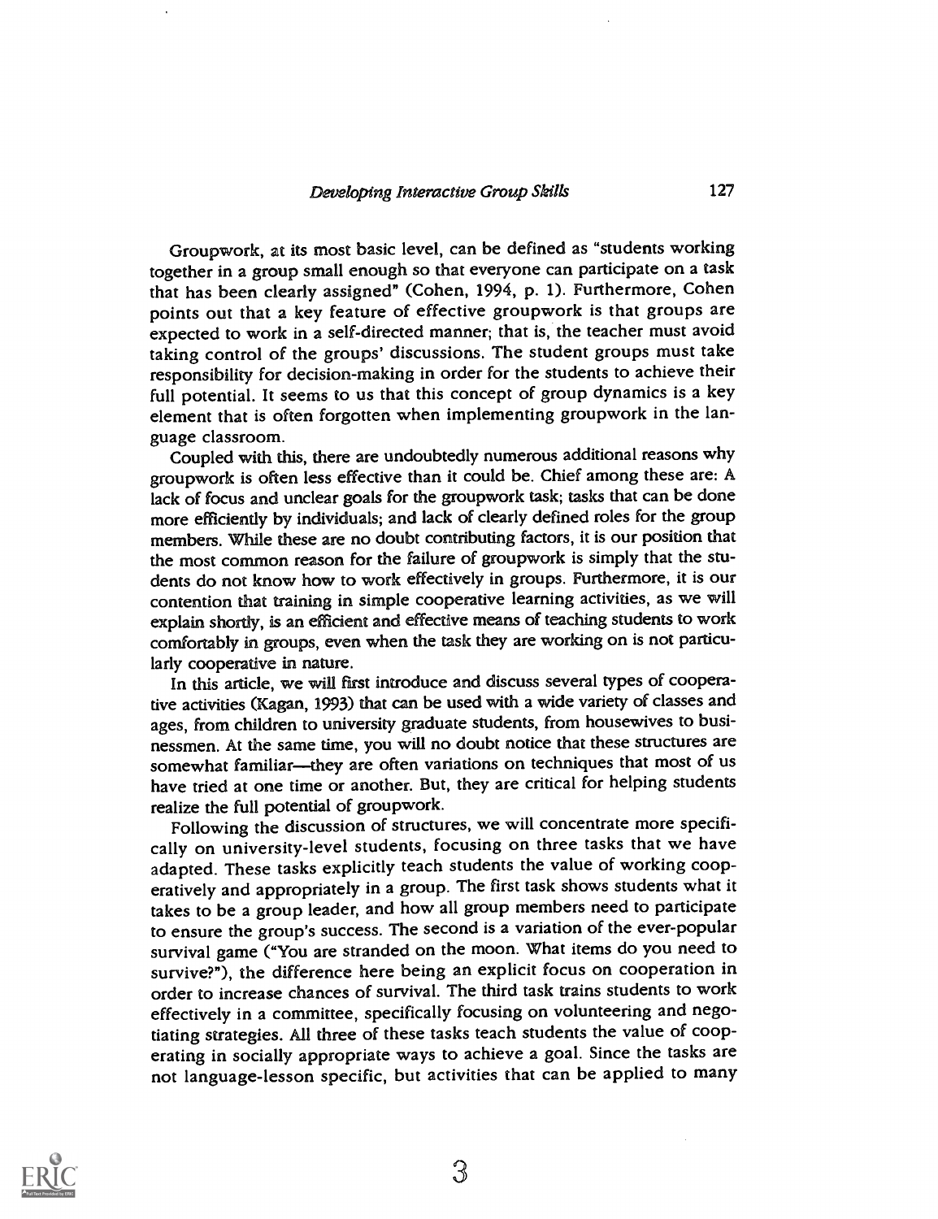Groupwork, at its most basic level, can be defined as "students working together in a group small enough so that everyone can participate on a task that has been clearly assigned" (Cohen, 1994, p. 1). Furthermore, Cohen points out that a key feature of effective groupwork is that groups are expected to work in a self-directed manner; that is, the teacher must avoid taking control of the groups' discussions. The student groups must take responsibility for decision-making in order for the students to achieve their full potential. It seems to us that this concept of group dynamics is a key element that is often forgotten when implementing groupwork in the language classroom.

Coupled with this, there are undoubtedly numerous additional reasons why groupwork is often less effective than it could be. Chief among these are: A lack of focus and unclear goals for the groupwork task; tasks that can be done more efficiently by individuals; and lack of clearly defined roles for the group members. While these are no doubt contributing factors, it is our position that the most common reason for the failure of groupwork is simply that the students do not know how to work effectively in groups. Furthermore, it is our contention that training in simple cooperative learning activities, as we will explain shortly, is an efficient and effective means of teaching students to work comfortably in groups, even when the task they are working on is not particularly cooperative in nature.

In this article, we will first introduce and discuss several types of cooperative activities (Kagan, 1993) that can be used with a wide variety of classes and ages, from children to university graduate students, from housewives to businessmen. At the same time, you will no doubt notice that these structures are somewhat familiar—they are often variations on techniques that most of us have tried at one time or another. But, they are critical for helping students realize the full potential of groupwork.

Following the discussion of structures, we will concentrate more specifically on university-level students, focusing on three tasks that we have adapted. These tasks explicitly teach students the value of working cooperatively and appropriately in a group. The first task shows students what it takes to be a group leader, and how all group members need to participate to ensure the group's success. The second is a variation of the ever-popular survival game ("You are stranded on the moon. What items do you need to survive?"), the difference here being an explicit focus on cooperation in order to increase chances of survival. The third task trains students to work effectively in a committee, specifically focusing on volunteering and negotiating strategies. All three of these tasks teach students the value of cooperating in socially appropriate ways to achieve a goal. Since the tasks are not language-lesson specific, but activities that can be applied to many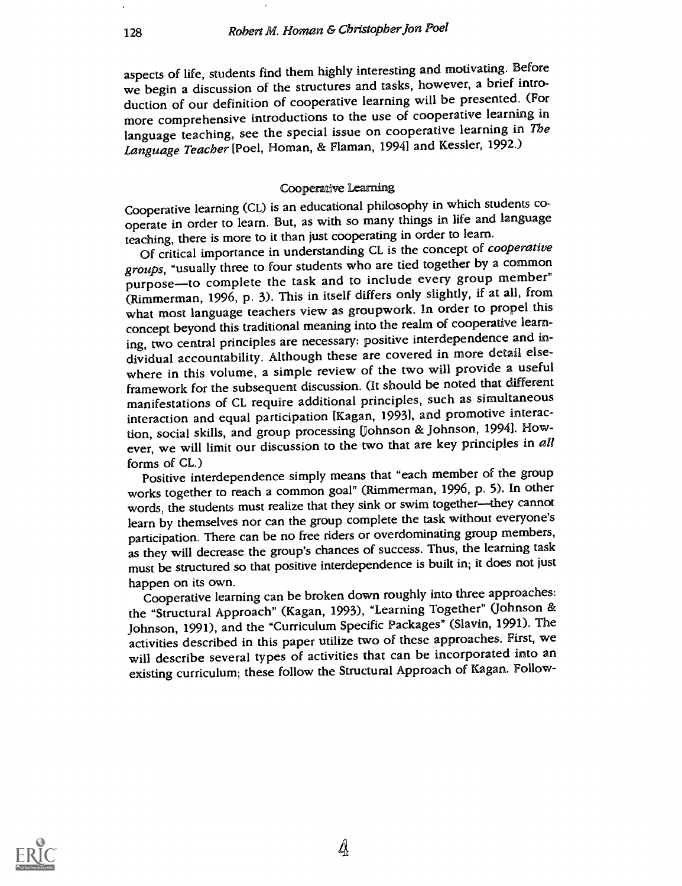aspects of life, students find them highly interesting and motivating. Before we begin a discussion of the structures and tasks, however, a brief introduction of our definition of cooperative learning will be presented. (For more comprehensive introductions to the use of cooperative learning in language teaching, see the special issue on cooperative learning in *The Language Teacher* [Poel, Homan, & Flaman, 1994] and Kessler, 1992.)

## Cooperative Learning

Cooperative learning (CL) is an educational philosophy in which students cooperate in order to learn. But, as with so many things in life and language teaching, there is more to it than just cooperating in order to learn.

Of critical importance in understanding CL is the concept of *cooperative groups*, "usually three to four students who are tied together by a common purpose—to complete the task and to include every group member" (Rimmerman, 1996, p. 3). This in itself differs only slightly, if at all, from what most language teachers view as groupwork. In order to propel this concept beyond this traditional meaning into the realm of cooperative learning, two central principles are necessary: positive interdependence and individual accountability. Although these are covered in more detail elsewhere in this volume, a simple review of the two will provide a useful framework for the subsequent discussion. (It should be noted that different manifestations of CL require additional principles, such as simultaneous interaction and equal participation [Kagan, 1993], and promotive interaction, social skills, and group processing [Johnson & Johnson, 1994]. However, we will limit our discussion to the two that are key principles in *all* forms of CL.)

Positive interdependence simply means that "each member of the group works together to reach a common goal" (Rimmerman, 1996, p. 5). In other words, the students must realize that they sink or swim together—they cannot learn by themselves nor can the group complete the task without everyone's participation. There can be no free riders or overdominating group members, as they will decrease the group's chances of success. Thus, the learning task must be structured so that positive interdependence is built in; it does not just happen on its own.

Cooperative learning can be broken down roughly into three approaches: the "Structural Approach" (Kagan, 1993), "Learning Together" (Johnson & Johnson, 1991), and the "Curriculum Specific Packages" (Slavin, 1991). The activities described in this paper utilize two of these approaches. First, we will describe several types of activities that can be incorporated into an existing curriculum; these follow the Structural Approach of Kagan. Follow-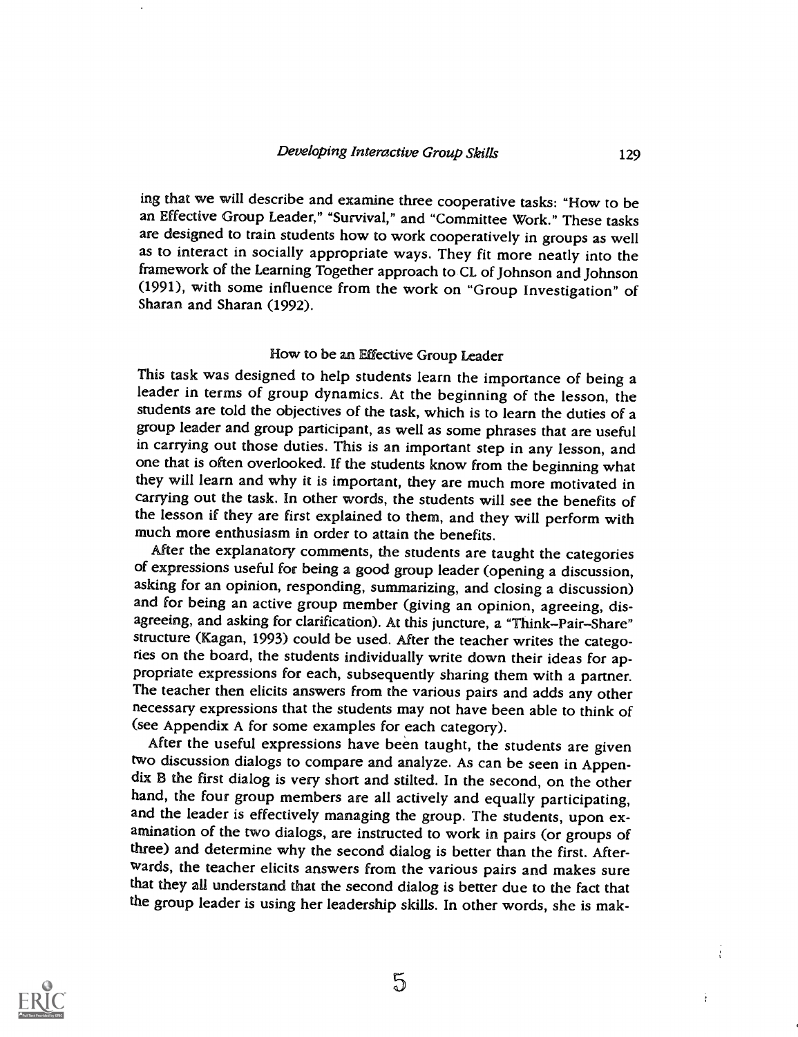ing that we will describe and examine three cooperative tasks: "How to be an Effective Group Leader," "Survival," and "Committee Work." These tasks are designed to train students how to work cooperatively in groups as well as to interact in socially appropriate ways. They fit more neatly into the framework of the Learning Together approach to CL of Johnson and Johnson (1991), with some influence from the work on "Group Investigation" of Sharan and Sharan (1992).

## How to be an Effective Group Leader

This task was designed to help students learn the importance of being a leader in terms of group dynamics. At the beginning of the lesson, the students are told the objectives of the task, which is to learn the duties of a group leader and group participant, as well as some phrases that are useful in carrying out those duties. This is an important step in any lesson, and one that is often overlooked. If the students know from the beginning what they will learn and why it is important, they are much more motivated in carrying out the task. In other words, the students will see the benefits of the lesson if they are first explained to them, and they will perform with much more enthusiasm in order to attain the benefits.

After the explanatory comments, the students are taught the categories of expressions useful for being a good group leader (opening a discussion, asking for an opinion, responding, summarizing, and closing a discussion) and for being an active group member (giving an opinion, agreeing, disagreeing, and asking for clarification). At this juncture, a "Think–Pair–Share" structure (Kagan, 1993) could be used. After the teacher writes the categories on the board, the students individually write down their ideas for appropriate expressions for each, subsequently sharing them with a partner. The teacher then elicits answers from the various pairs and adds any other necessary expressions that the students may not have been able to think of (see Appendix A for some examples for each category).

After the useful expressions have been taught, the students are given two discussion dialogs to compare and analyze. As can be seen in Appendix B the first dialog is very short and stilted. In the second, on the other hand, the four group members are all actively and equally participating, and the leader is effectively managing the group. The students, upon examination of the two dialogs, are instructed to work in pairs (or groups of three) and determine why the second dialog is better than the first. Afterwards, the teacher elicits answers from the various pairs and makes sure that they all understand that the second dialog is better due to the fact that the group leader is using her leadership skills. In other words, she is mak-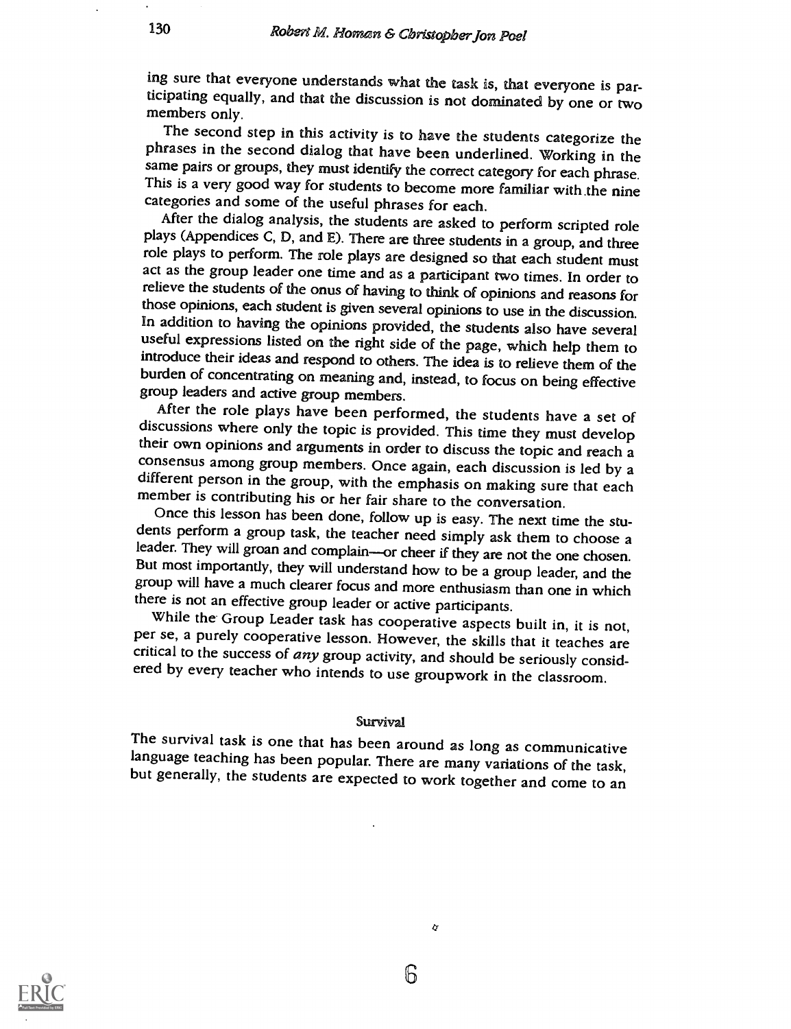ing sure that everyone understands what the task is, that everyone is participating equally, and that the discussion is not dominated by one or two members only.

The second step in this activity is to have the students categorize the phrases in the second dialog that have been underlined. Working in the same pairs or groups, they must identify the correct category for each phrase. This is a very good way for students to become more familiar with the nine categories and some of the useful phrases for each.

After the dialog analysis, the students are asked to perform scripted role plays (Appendices C, D, and E). There are three students in a group, and three role plays to perform. The role plays are designed so that each student must act as the group leader one time and as a participant two times. In order to relieve the students of the onus of having to think of opinions and reasons for those opinions, each student is given several opinions to use in the discussion. In addition to having the opinions provided, the students also have several useful expressions listed on the right side of the page, which help them to introduce their ideas and respond to others. The idea is to relieve them of the burden of concentrating on meaning and, instead, to focus on being effective group leaders and active group members.

After the role plays have been performed, the students have a set of discussions where only the topic is provided. This time they must develop their own opinions and arguments in order to discuss the topic and reach a consensus among group members. Once again, each discussion is led by a different person in the group, with the emphasis on making sure that each member is contributing his or her fair share to the conversation.

Once this lesson has been done, follow up is easy. The next time the students perform a group task, the teacher need simply ask them to choose a leader. They will groan and complain—or cheer if they are not the one chosen. But most importantly, they will understand how to be a group leader, and the group will have a much clearer focus and more enthusiasm than one in which there is not an effective group leader or active participants.

While the Group Leader task has cooperative aspects built in, it is not, per se, a purely cooperative lesson. However, the skills that it teaches are critical to the success of *any* group activity, and should be seriously considered by every teacher who intends to use groupwork in the classroom.

### Survival

The survival task is one that has been around as long as communicative language teaching has been popular. There are many variations of the task, but generally, the students are expected to work together and come to an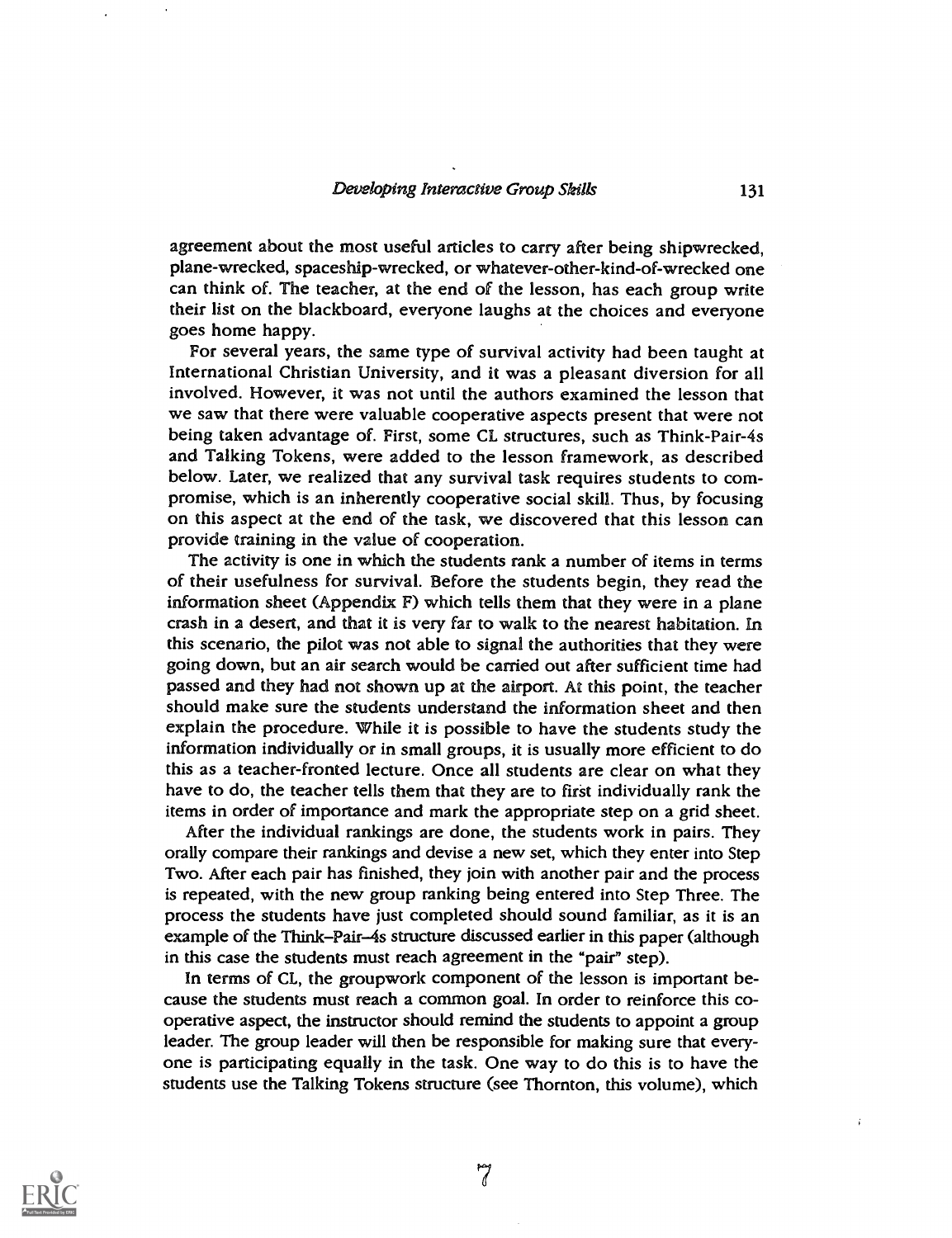agreement about the most useful articles to carry after being shipwrecked, plane-wrecked, spaceship-wrecked, or whatever-other-kind-of-wrecked one can think of. The teacher, at the end of the lesson, has each group write their list on the blackboard, everyone laughs at the choices and everyone goes home happy.

For several years, the same type of survival activity had been taught at International Christian University, and it was a pleasant diversion for all involved. However, it was not until the authors examined the lesson that we saw that there were valuable cooperative aspects present that were not being taken advantage of. First, some CL structures, such as Think-Pair-4s and Talking Tokens, were added to the lesson framework, as described below. Later, we realized that any survival task requires students to compromise, which is an inherently cooperative social skill. Thus, by focusing on this aspect at the end of the task, we discovered that this lesson can provide training in the value of cooperation.

The activity is one in which the students rank a number of items in terms of their usefulness for survival. Before the students begin, they read the information sheet (Appendix F) which tells them that they were in a plane crash in a desert, and that it is very far to walk to the nearest habitation. In this scenario, the pilot was not able to signal the authorities that they were going down, but an air search would be carried out after sufficient time had passed and they had not shown up at the airport. At this point, the teacher should make sure the students understand the information sheet and then explain the procedure. While it is possible to have the students study the information individually or in small groups, it is usually more efficient to do this as a teacher-fronted lecture. Once all students are clear on what they have to do, the teacher tells them that they are to first individually rank the items in order of importance and mark the appropriate step on a grid sheet.

After the individual rankings are done, the students work in pairs. They orally compare their rankings and devise a new set, which they enter into Step Two. After each pair has finished, they join with another pair and the process is repeated, with the new group ranking being entered into Step Three. The process the students have just completed should sound familiar, as it is an example of the Think–Pair–4s structure discussed earlier in this paper (although in this case the students must reach agreement in the "pair" step).

In terms of CL, the groupwork component of the lesson is important because the students must reach a common goal. In order to reinforce this cooperative aspect, the instructor should remind the students to appoint a group leader. The group leader will then be responsible for making sure that everyone is participating equally in the task. One way to do this is to have the students use the Talking Tokens structure (see Thornton, this volume), which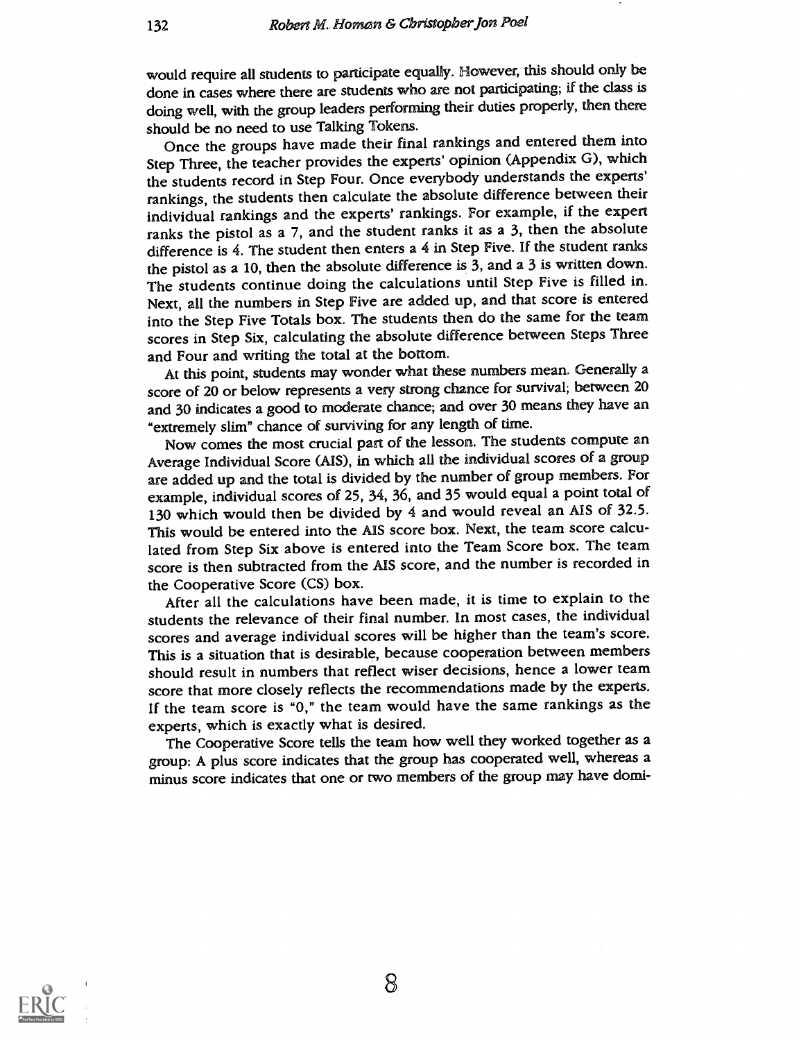would require all students to participate equally. However, this should only be done in cases where there are students who are not participating; if the class is doing well, with the group leaders performing their duties properly, then there should be no need to use Talking Tokens.

Once the groups have made their final rankings and entered them into Step Three, the teacher provides the experts' opinion (Appendix G), which the students record in Step Four. Once everybody understands the experts' rankings, the students then calculate the absolute difference between their individual rankings and the experts' rankings. For example, if the expert ranks the pistol as a 7, and the student ranks it as a 3, then the absolute difference is 4. The student then enters a 4 in Step Five. If the student ranks the pistol as a 10, then the absolute difference is 3, and a 3 is written down. The students continue doing the calculations until Step Five is filled in. Next, all the numbers in Step Five are added up, and that score is entered into the Step Five Totals box. The students then do the same for the team scores in Step Six, calculating the absolute difference between Steps Three and Four and writing the total at the bottom.

At this point, students may wonder what these numbers mean. Generally a score of 20 or below represents a very strong chance for survival; between 20 and 30 indicates a good to moderate chance; and over 30 means they have an "extremely slim" chance of surviving for any length of time.

Now comes the most crucial part of the lesson. The students compute an Average Individual Score (AIS), in which all the individual scores of a group are added up and the total is divided by the number of group members. For example, individual scores of 25, 34, 36, and 35 would equal a point total of 130 which would then be divided by 4 and would reveal an AIS of 32.5. This would be entered into the AIS score box. Next, the team score calculated from Step Six above is entered into the Team Score box. The team score is then subtracted from the AIS score, and the number is recorded in the Cooperative Score (CS) box.

After all the calculations have been made, it is time to explain to the students the relevance of their final number. In most cases, the individual scores and average individual scores will be higher than the team's score. This is a situation that is desirable, because cooperation between members should result in numbers that reflect wiser decisions, hence a lower team score that more closely reflects the recommendations made by the experts. If the team score is "0," the team would have the same rankings as the experts, which is exactly what is desired.

The Cooperative Score tells the team how well they worked together as a group: A plus score indicates that the group has cooperated well, whereas a minus score indicates that one or two members of the group may have domi-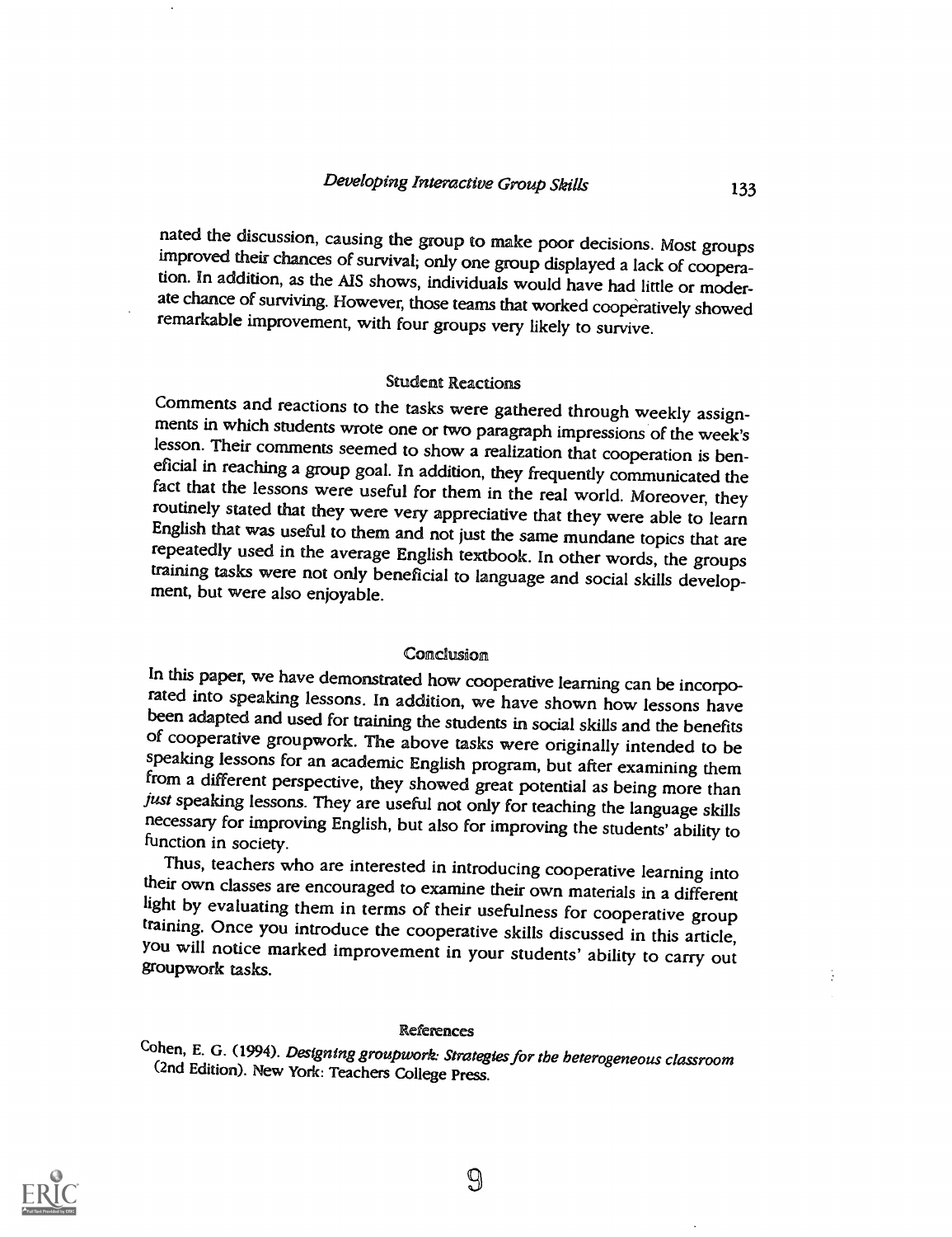nated the discussion, causing the group to make poor decisions. Most groups improved their chances of survival; only one group displayed a lack of cooperation. In addition, as the AIS shows, individuals would have had little or moderate chance of surviving. However, those teams that worked cooperatively showed remarkable improvement, with four groups very likely to survive.

## Student Reactions

Comments and reactions to the tasks were gathered through weekly assignments in which students wrote one or two paragraph impressions of the week's lesson. Their comments seemed to show a realization that cooperation is beneficial in reaching a group goal. In addition, they frequently communicated the fact that the lessons were useful for them in the real world. Moreover, they routinely stated that they were very appreciative that they were able to learn English that was useful to them and not just the same mundane topics that are repeatedly used in the average English textbook. In other words, the groups training tasks were not only beneficial to language and social skills development, but were also enjoyable.

## Conclusion

In this paper, we have demonstrated how cooperative learning can be incorporated into speaking lessons. In addition, we have shown how lessons have been adapted and used for training the students in social skills and the benefits of cooperative groupwork. The above tasks were originally intended to be speaking lessons for an academic English program, but after examining them from a different perspective, they showed great potential as being more than *just* speaking lessons. They are useful not only for teaching the language skills necessary for improving English, but also for improving the students' ability to function in society.

Thus, teachers who are interested in introducing cooperative learning into their own classes are encouraged to examine their own materials in a different light by evaluating them in terms of their usefulness for cooperative group training. Once you introduce the cooperative skills discussed in this article, you will notice marked improvement in your students' ability to carry out groupwork tasks.

## References

Cohen, E. G. (1994). *Designing groupwork: Strategies for the heterogeneous classroom* (2nd Edition). New York: Teachers College Press.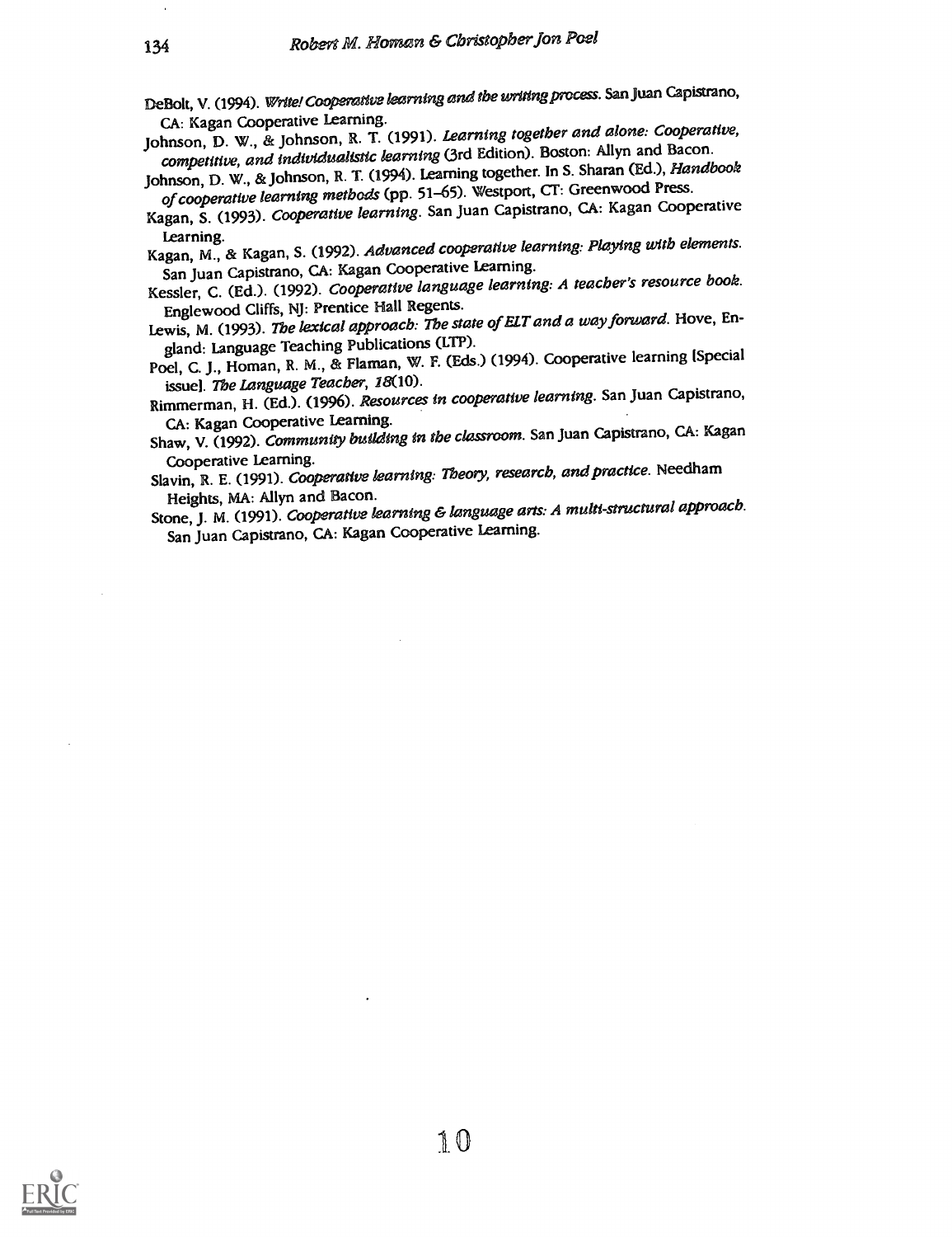DeBolt, V. (1994). *Write! Cooperative learning and the writing process*. San Juan Capistrano, CA: Kagan Cooperative Learning.

Johnson, D. W., & Johnson, R. T. (1991). *Learning together and alone: Cooperative, competitive, and individualistic learning* (3rd Edition). Boston: Allyn and Bacon.

Johnson, D. W., & Johnson, R. T. (1994). Learning together. In S. Sharan (Ed.), *Handbook of cooperative learning methods* (pp. 51–65). Westport, CT: Greenwood Press.

Kagan, S. (1993). *Cooperative learning*. San Juan Capistrano, CA: Kagan Cooperative Learning.

Kagan, M., & Kagan, S. (1992). *Advanced cooperative learning: Playing with elements*. San Juan Capistrano, CA: Kagan Cooperative Learning.

Kessler, C. (Ed.). (1992). *Cooperative language learning: A teacher's resource book*. Englewood Cliffs, NJ: Prentice Hall Regents.

Lewis, M. (1993). *The lexical approach: The state of ELT and a way forward*. Hove, England: Language Teaching Publications (LTP).

Poel, C. J., Homan, R. M., & Flaman, W. F. (Eds.) (1994). Cooperative learning [Special issue]. *The Language Teacher, 18*(10).

Rimmerman, H. (Ed.). (1996). *Resources in cooperative learning*. San Juan Capistrano, CA: Kagan Cooperative Learning.

Shaw, V. (1992). *Community building in the classroom*. San Juan Capistrano, CA: Kagan Cooperative Learning.

Slavin, R. E. (1991). *Cooperative learning: Theory, research, and practice*. Needham Heights, MA: Allyn and Bacon.

Stone, J. M. (1991). *Cooperative learning & language arts: A multi-structural approach*. San Juan Capistrano, CA: Kagan Cooperative Learning.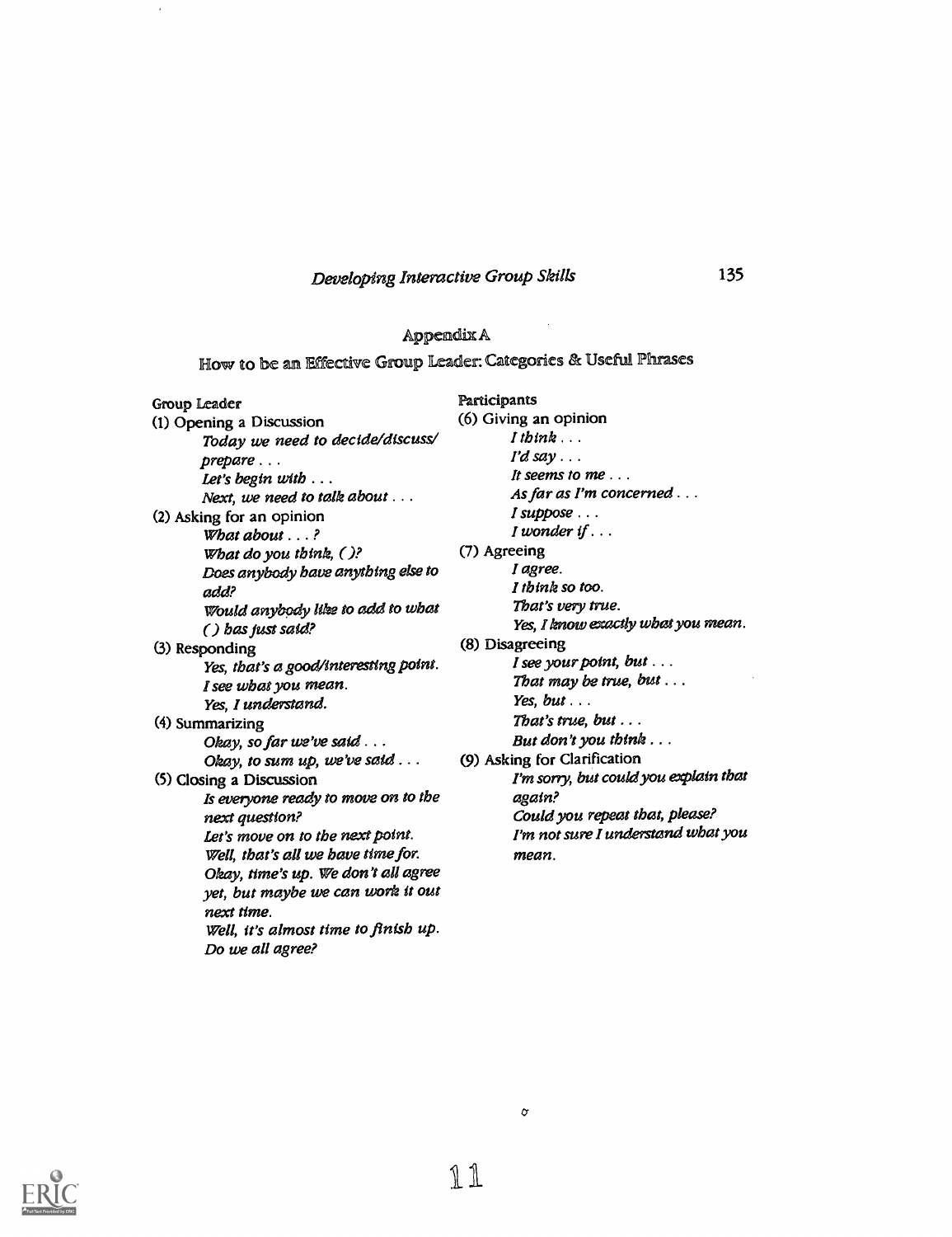## Appendix A

### How to be an Effective Group Leader: Categories & Useful Phrases

**Group Leader**

(1) Opening a Discussion

*Today we need to decide/discuss/prepare . . .*
*Let's begin with . . .*
*Next, we need to talk about . . .*

(2) Asking for an opinion

*What about . . . ?*
*What do you think, ( )?*
*Does anybody have anything else to add?*
*Would anybody like to add to what ( ) has just said?*

(3) Responding

*Yes, that's a good/interesting point.*
*I see what you mean.*
*Yes, I understand.*

(4) Summarizing

*Okay, so far we've said . . .*
*Okay, to sum up, we've said . . .*

(5) Closing a Discussion

*Is everyone ready to move on to the next question?*
*Let's move on to the next point.*
*Well, that's all we have time for.*
*Okay, time's up. We don't all agree yet, but maybe we can work it out next time.*
*Well, it's almost time to finish up. Do we all agree?*

**Participants**

(6) Giving an opinion

*I think . . .*
*I'd say . . .*
*It seems to me . . .*
*As far as I'm concerned . . .*
*I suppose . . .*
*I wonder if . . .*

(7) Agreeing

*I agree.*
*I think so too.*
*That's very true.*
*Yes, I know exactly what you mean.*

(8) Disagreeing

*I see your point, but . . .*
*That may be true, but . . .*
*Yes, but . . .*
*That's true, but . . .*
*But don't you think . . .*

(9) Asking for Clarification

*I'm sorry, but could you explain that again?*
*Could you repeat that, please?*
*I'm not sure I understand what you mean.*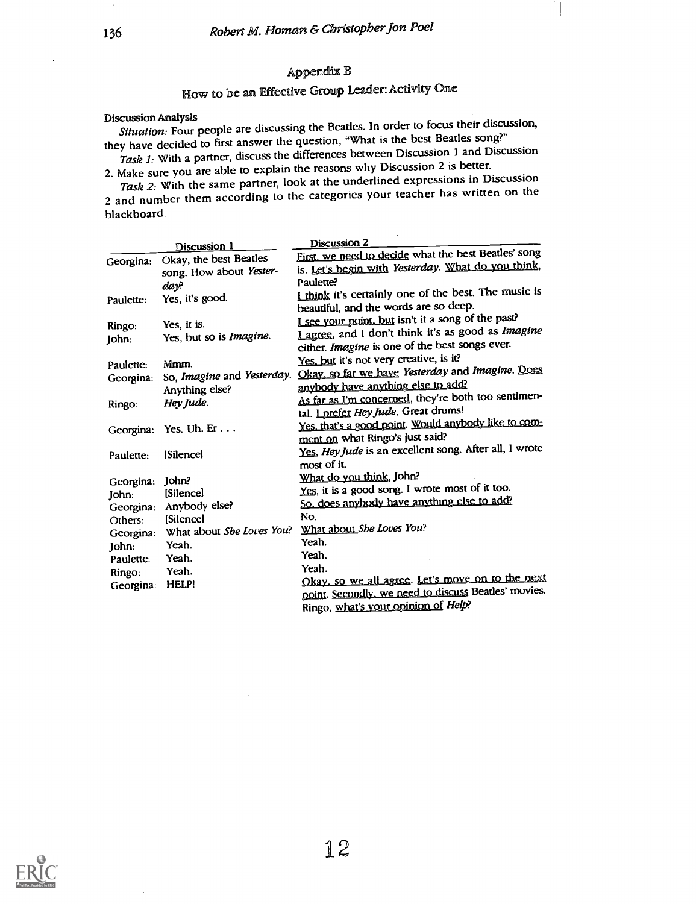## Appendix B

### How to be an Effective Group Leader: Activity One

**Discussion Analysis**

*Situation:* Four people are discussing the Beatles. In order to focus their discussion, they have decided to first answer the question, "What is the best Beatles song?"

*Task 1:* With a partner, discuss the differences between Discussion 1 and Discussion 2. Make sure you are able to explain the reasons why Discussion 2 is better.

*Task 2:* With the same partner, look at the underlined expressions in Discussion 2 and number them according to the categories your teacher has written on the blackboard.

| | Discussion 1 | Discussion 2 |
|---|---|---|
| Georgina: | Okay, the best Beatles song. How about *Yesterday*? | <u>First, we need to decide</u> what the best Beatles' song is. <u>Let's begin with</u> *Yesterday*. <u>What do you think</u>, Paulette? |
| Paulette: | Yes, it's good. | <u>I think</u> it's certainly one of the best. The music is beautiful, and the words are so deep. |
| Ringo: | Yes, it is. | <u>I see your point, but</u> isn't it a song of the past? |
| John: | Yes, but so is *Imagine*. | <u>I agree</u>, and I don't think it's as good as *Imagine* either. *Imagine* is one of the best songs ever. |
| Paulette: | Mmm. | <u>Yes, but</u> it's not very creative, is it? |
| Georgina: | So, *Imagine* and *Yesterday*. Anything else? | <u>Okay, so far we have</u> *Yesterday* and *Imagine*. <u>Does anybody have anything else to add?</u> |
| Ringo: | *Hey Jude*. | <u>As far as I'm concerned</u>, they're both too sentimental. <u>I prefer</u> *Hey Jude*. Great drums! |
| Georgina: | Yes. Uh. Er . . . | <u>Yes, that's a good point</u>. <u>Would anybody like to comment on</u> what Ringo's just said? |
| Paulette: | [Silence] | <u>Yes</u>, *Hey Jude* is an excellent song. After all, I wrote most of it. |
| Georgina: | John? | <u>What do you think</u>, John? |
| John: | [Silence] | <u>Yes</u>, it is a good song. I wrote most of it too. |
| Georgina: | Anybody else? | <u>So, does anybody have anything else to add?</u> |
| Others: | [Silence] | No. |
| Georgina: | What about *She Loves You*? | <u>What about</u> *She Loves You*? |
| John: | Yeah. | Yeah. |
| Paulette: | Yeah. | Yeah. |
| Ringo: | Yeah. | Yeah. |
| Georgina: | HELP! | <u>Okay, so we all agree</u>. <u>Let's move on to the next point</u>. <u>Secondly, we need to discuss</u> Beatles' movies. Ringo, <u>what's your opinion of</u> *Help*? |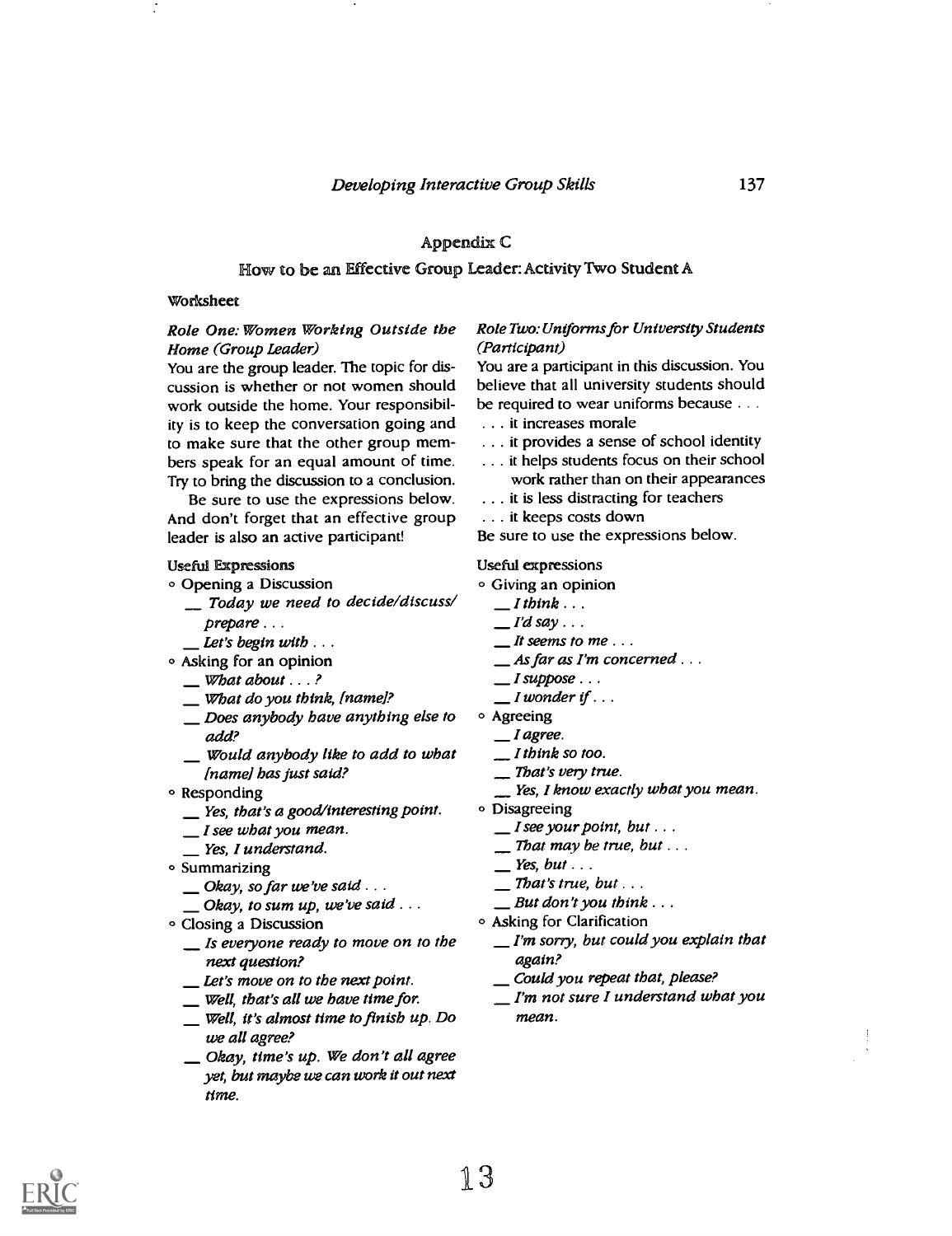## Appendix C

### How to be an Effective Group Leader: Activity Two Student A

Worksheet

*Role One: Women Working Outside the Home (Group Leader)*

You are the group leader. The topic for discussion is whether or not women should work outside the home. Your responsibility is to keep the conversation going and to make sure that the other group members speak for an equal amount of time. Try to bring the discussion to a conclusion.

Be sure to use the expressions below. And don't forget that an effective group leader is also an active participant!

Useful Expressions

- Opening a Discussion
  - __ *Today we need to decide/discuss/prepare . . .*
  - __ *Let's begin with . . .*
- Asking for an opinion
  - __ *What about . . . ?*
  - __ *What do you think, [name]?*
  - __ *Does anybody have anything else to add?*
  - __ *Would anybody like to add to what [name] has just said?*
- Responding
  - __ *Yes, that's a good/interesting point.*
  - __ *I see what you mean.*
  - __ *Yes, I understand.*
- Summarizing
  - __ *Okay, so far we've said . . .*
  - __ *Okay, to sum up, we've said . . .*
- Closing a Discussion
  - __ *Is everyone ready to move on to the next question?*
  - __ *Let's move on to the next point.*
  - __ *Well, that's all we have time for.*
  - __ *Well, it's almost time to finish up. Do we all agree?*
  - __ *Okay, time's up. We don't all agree yet, but maybe we can work it out next time.*

*Role Two: Uniforms for University Students (Participant)*

You are a participant in this discussion. You believe that all university students should be required to wear uniforms because . . .

. . . it increases morale
. . . it provides a sense of school identity
. . . it helps students focus on their school work rather than on their appearances
. . . it is less distracting for teachers
. . . it keeps costs down

Be sure to use the expressions below.

Useful expressions

- Giving an opinion
  - __ *I think . . .*
  - __ *I'd say . . .*
  - __ *It seems to me . . .*
  - __ *As far as I'm concerned . . .*
  - __ *I suppose . . .*
  - __ *I wonder if . . .*
- Agreeing
  - __ *I agree.*
  - __ *I think so too.*
  - __ *That's very true.*
  - __ *Yes, I know exactly what you mean.*
- Disagreeing
  - __ *I see your point, but . . .*
  - __ *That may be true, but . . .*
  - __ *Yes, but . . .*
  - __ *That's true, but . . .*
  - __ *But don't you think . . .*
- Asking for Clarification
  - __ *I'm sorry, but could you explain that again?*
  - __ *Could you repeat that, please?*
  - __ *I'm not sure I understand what you mean.*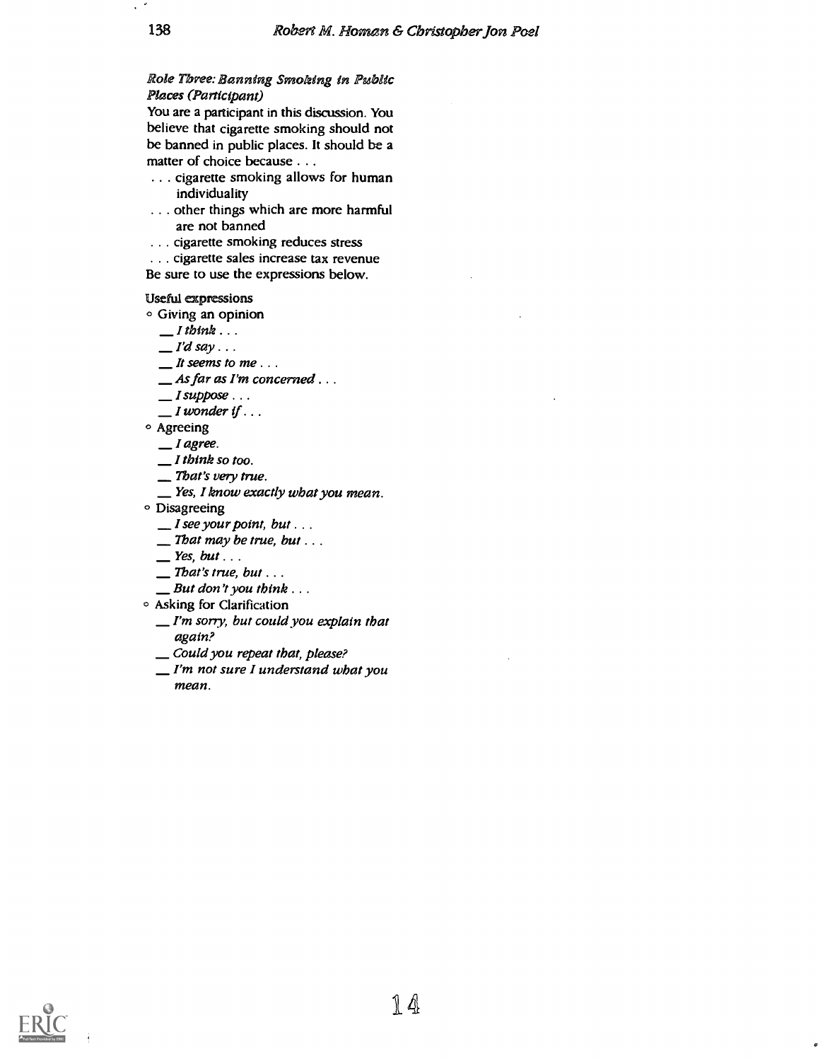*Role Three: Banning Smoking in Public Places (Participant)*

You are a participant in this discussion. You believe that cigarette smoking should not be banned in public places. It should be a matter of choice because . . .

. . . cigarette smoking allows for human individuality

. . . other things which are more harmful are not banned

. . . cigarette smoking reduces stress

. . . cigarette sales increase tax revenue

Be sure to use the expressions below.

Useful expressions

- Giving an opinion
  - __ *I think . . .*
  - __ *I'd say . . .*
  - __ *It seems to me . . .*
  - __ *As far as I'm concerned . . .*
  - __ *I suppose . . .*
  - __ *I wonder if . . .*
- Agreeing
  - __ *I agree.*
  - __ *I think so too.*
  - __ *That's very true.*
  - __ *Yes, I know exactly what you mean.*
- Disagreeing
  - __ *I see your point, but . . .*
  - __ *That may be true, but . . .*
  - __ *Yes, but . . .*
  - __ *That's true, but . . .*
  - __ *But don't you think . . .*
- Asking for Clarification
  - __ *I'm sorry, but could you explain that again?*
  - __ *Could you repeat that, please?*
  - __ *I'm not sure I understand what you mean.*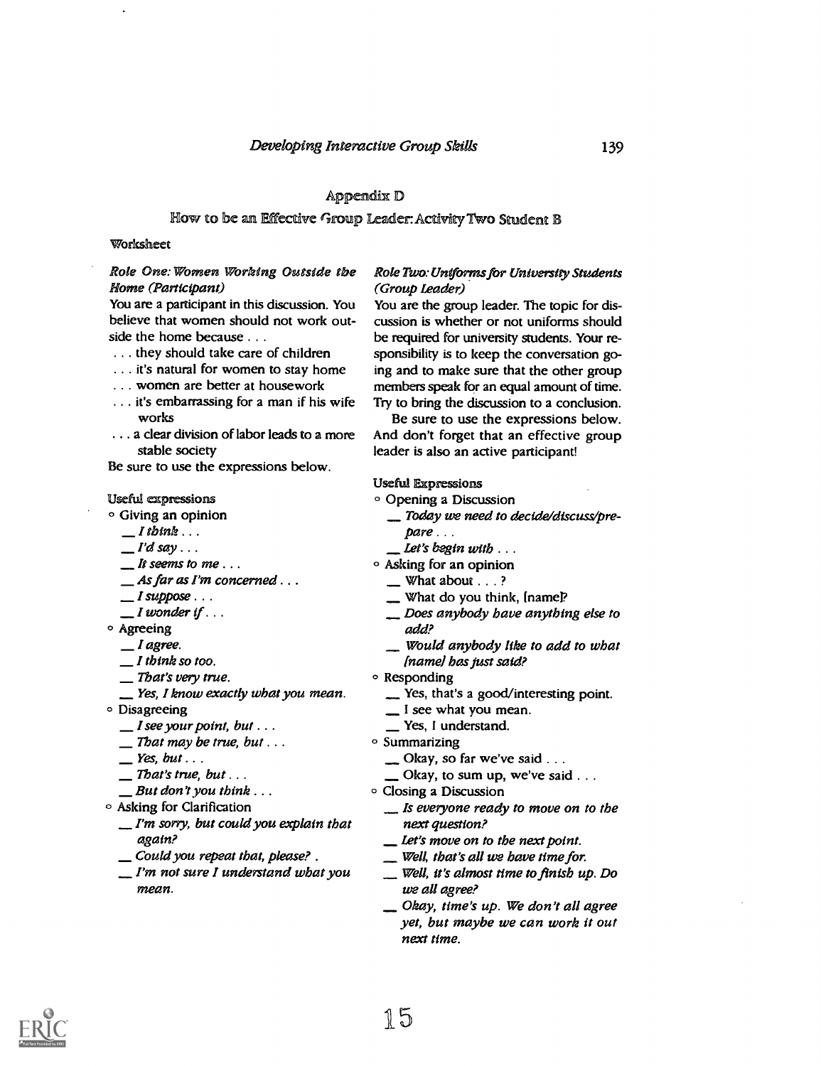## Appendix D

### How to be an Effective Group Leader: Activity Two Student B

Worksheet

*Role One: Women Working Outside the Home (Participant)*

You are a participant in this discussion. You believe that women should not work outside the home because . . .

. . . they should take care of children
. . . it's natural for women to stay home
. . . women are better at housework
. . . it's embarrassing for a man if his wife works
. . . a clear division of labor leads to a more stable society

Be sure to use the expressions below.

Useful expressions

- Giving an opinion
  - __ *I think . . .*
  - __ *I'd say . . .*
  - __ *It seems to me . . .*
  - __ *As far as I'm concerned . . .*
  - __ *I suppose . . .*
  - __ *I wonder if . . .*
- Agreeing
  - __ *I agree.*
  - __ *I think so too.*
  - __ *That's very true.*
  - __ *Yes, I know exactly what you mean.*
- Disagreeing
  - __ *I see your point, but . . .*
  - __ *That may be true, but . . .*
  - __ *Yes, but . . .*
  - __ *That's true, but . . .*
  - __ *But don't you think . . .*
- Asking for Clarification
  - __ *I'm sorry, but could you explain that again?*
  - __ *Could you repeat that, please?* .
  - __ *I'm not sure I understand what you mean.*

*Role Two: Uniforms for University Students (Group Leader)*

You are the group leader. The topic for discussion is whether or not uniforms should be required for university students. Your responsibility is to keep the conversation going and to make sure that the other group members speak for an equal amount of time. Try to bring the discussion to a conclusion.

Be sure to use the expressions below. And don't forget that an effective group leader is also an active participant!

Useful Expressions

- Opening a Discussion
  - __ *Today we need to decide/discuss/prepare . . .*
  - __ *Let's begin with . . .*
- Asking for an opinion
  - __ What about . . . ?
  - __ What do you think, [name]?
  - __ *Does anybody have anything else to add?*
  - __ *Would anybody like to add to what [name] has just said?*
- Responding
  - __ Yes, that's a good/interesting point.
  - __ I see what you mean.
  - __ Yes, I understand.
- Summarizing
  - __ Okay, so far we've said . . .
  - __ Okay, to sum up, we've said . . .
- Closing a Discussion
  - __ *Is everyone ready to move on to the next question?*
  - __ *Let's move on to the next point.*
  - __ *Well, that's all we have time for.*
  - __ *Well, it's almost time to finish up. Do we all agree?*
  - __ *Okay, time's up. We don't all agree yet, but maybe we can work it out next time.*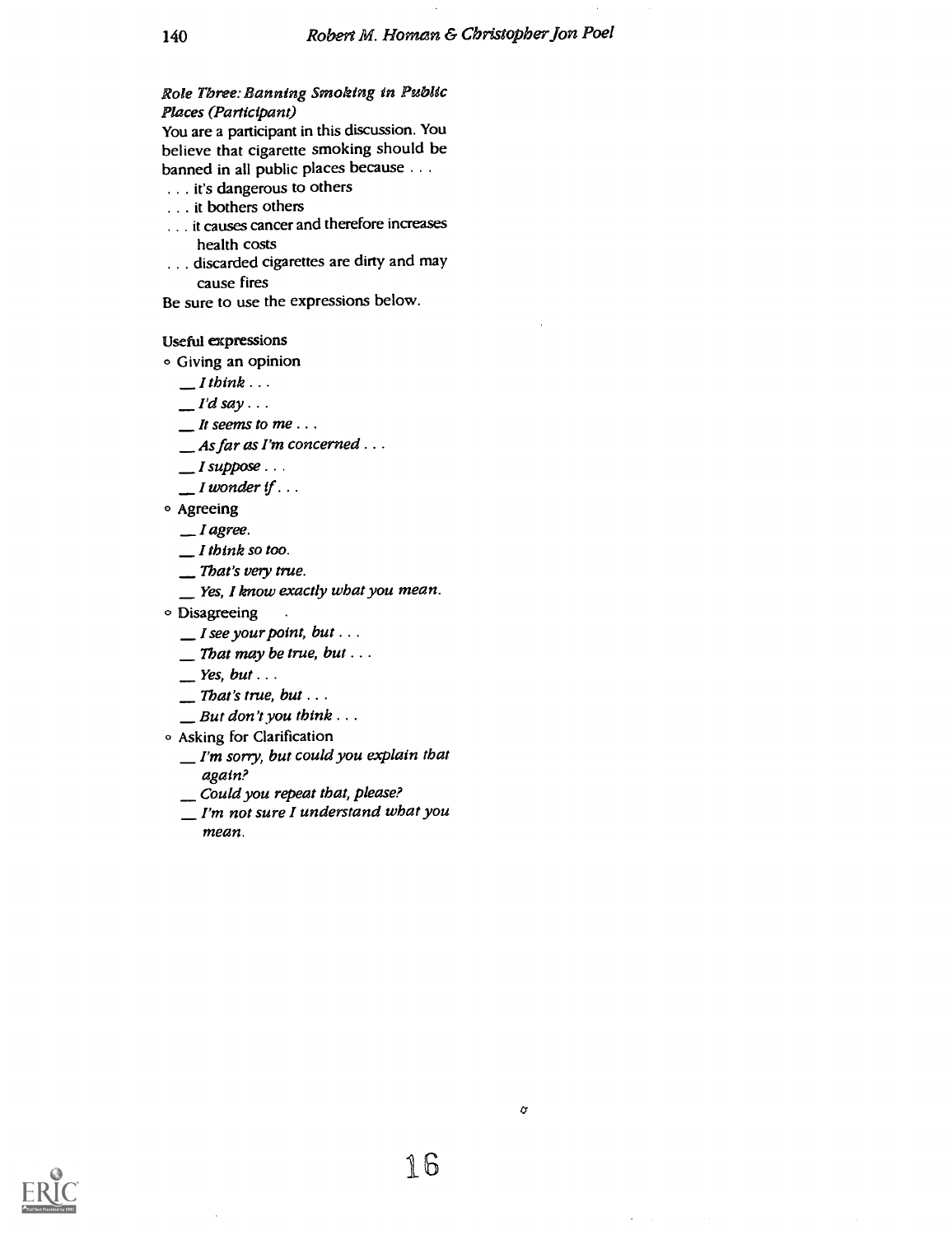*Role Three: Banning Smoking in Public Places (Participant)*

You are a participant in this discussion. You believe that cigarette smoking should be banned in all public places because . . .

. . . it's dangerous to others

. . . it bothers others

. . . it causes cancer and therefore increases health costs

. . . discarded cigarettes are dirty and may cause fires

Be sure to use the expressions below.

Useful expressions

- Giving an opinion
  - __ *I think . . .*
  - __ *I'd say . . .*
  - __ *It seems to me . . .*
  - __ *As far as I'm concerned . . .*
  - __ *I suppose . . .*
  - __ *I wonder if . . .*
- Agreeing
  - __ *I agree.*
  - __ *I think so too.*
  - __ *That's very true.*
  - __ *Yes, I know exactly what you mean.*
- Disagreeing
  - __ *I see your point, but . . .*
  - __ *That may be true, but . . .*
  - __ *Yes, but . . .*
  - __ *That's true, but . . .*
  - __ *But don't you think . . .*
- Asking for Clarification
  - __ *I'm sorry, but could you explain that again?*
  - __ *Could you repeat that, please?*
  - __ *I'm not sure I understand what you mean.*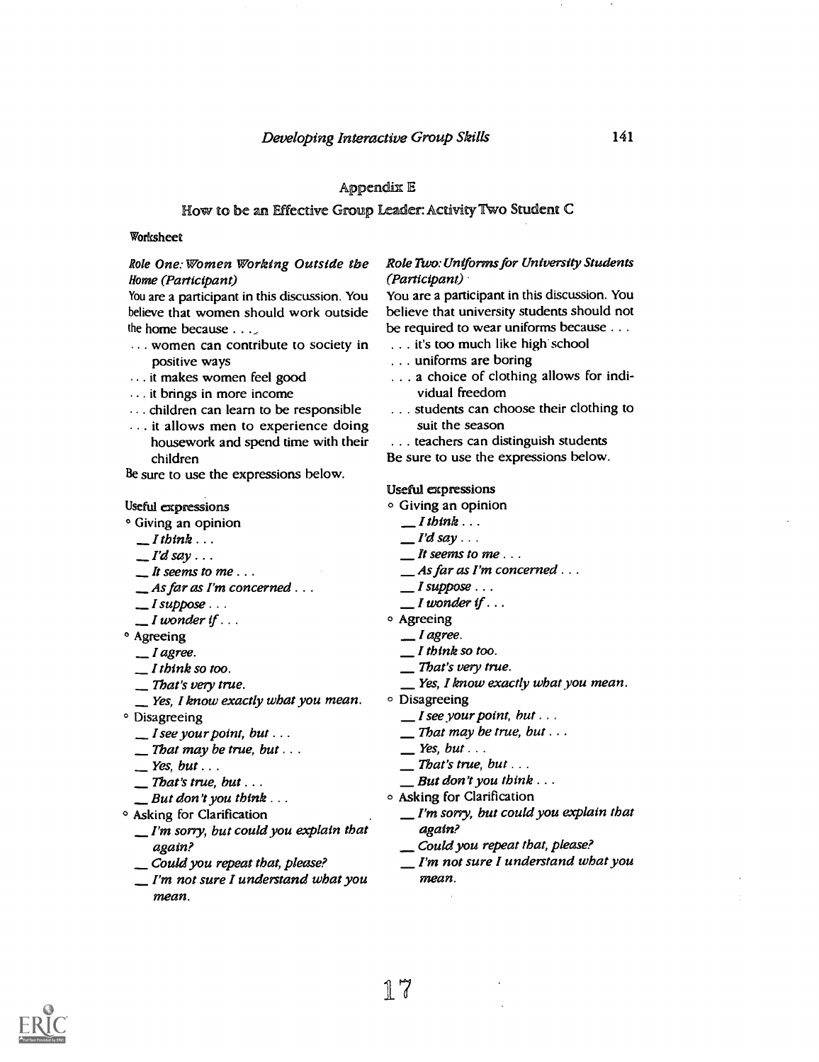## Appendix E

### How to be an Effective Group Leader: Activity Two Student C

Worksheet

*Role One: Women Working Outside the Home (Participant)*

You are a participant in this discussion. You believe that women should work outside the home because . . .

- . . . women can contribute to society in positive ways
- . . . it makes women feel good
- . . . it brings in more income
- . . . children can learn to be responsible
- . . . it allows men to experience doing housework and spend time with their children

Be sure to use the expressions below.

Useful expressions

- Giving an opinion
  - __ *I think . . .*
  - __ *I'd say . . .*
  - __ *It seems to me . . .*
  - __ *As far as I'm concerned . . .*
  - __ *I suppose . . .*
  - __ *I wonder if . . .*
- Agreeing
  - __ *I agree.*
  - __ *I think so too.*
  - __ *That's very true.*
  - __ *Yes, I know exactly what you mean.*
- Disagreeing
  - __ *I see your point, but . . .*
  - __ *That may be true, but . . .*
  - __ *Yes, but . . .*
  - __ *That's true, but . . .*
  - __ *But don't you think . . .*
- Asking for Clarification
  - __ *I'm sorry, but could you explain that again?*
  - __ *Could you repeat that, please?*
  - __ *I'm not sure I understand what you mean.*

*Role Two: Uniforms for University Students (Participant)*

You are a participant in this discussion. You believe that university students should not be required to wear uniforms because . . .

- . . . it's too much like high school
- . . . uniforms are boring
- . . . a choice of clothing allows for individual freedom
- . . . students can choose their clothing to suit the season
- . . . teachers can distinguish students

Be sure to use the expressions below.

Useful expressions

- Giving an opinion
  - __ *I think . . .*
  - __ *I'd say . . .*
  - __ *It seems to me . . .*
  - __ *As far as I'm concerned . . .*
  - __ *I suppose . . .*
  - __ *I wonder if . . .*
- Agreeing
  - __ *I agree.*
  - __ *I think so too.*
  - __ *That's very true.*
  - __ *Yes, I know exactly what you mean.*
- Disagreeing
  - __ *I see your point, but . . .*
  - __ *That may be true, but . . .*
  - __ *Yes, but . . .*
  - __ *That's true, but . . .*
  - __ *But don't you think . . .*
- Asking for Clarification
  - __ *I'm sorry, but could you explain that again?*
  - __ *Could you repeat that, please?*
  - __ *I'm not sure I understand what you mean.*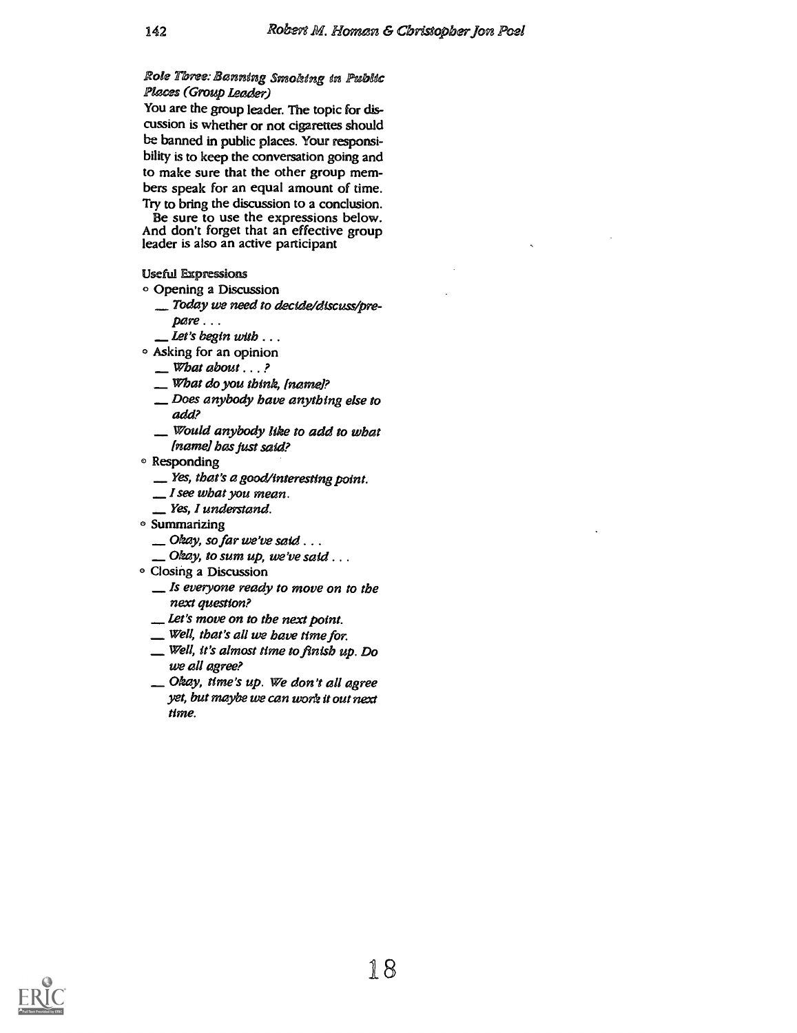### *Role Three: Banning Smoking in Public Places (Group Leader)*

You are the group leader. The topic for discussion is whether or not cigarettes should be banned in public places. Your responsibility is to keep the conversation going and to make sure that the other group members speak for an equal amount of time. Try to bring the discussion to a conclusion.

Be sure to use the expressions below. And don't forget that an effective group leader is also an active participant

Useful Expressions

- Opening a Discussion
  - __ *Today we need to decide/discuss/prepare . . .*
  - __ *Let's begin with . . .*
- Asking for an opinion
  - __ *What about . . . ?*
  - __ *What do you think, [name]?*
  - __ *Does anybody have anything else to add?*
  - __ *Would anybody like to add to what [name] has just said?*
- Responding
  - __ *Yes, that's a good/interesting point.*
  - __ *I see what you mean.*
  - __ *Yes, I understand.*
- Summarizing
  - __ *Okay, so far we've said . . .*
  - __ *Okay, to sum up, we've said . . .*
- Closing a Discussion
  - __ *Is everyone ready to move on to the next question?*
  - __ *Let's move on to the next point.*
  - __ *Well, that's all we have time for.*
  - __ *Well, it's almost time to finish up. Do we all agree?*
  - __ *Okay, time's up. We don't all agree yet, but maybe we can work it out next time.*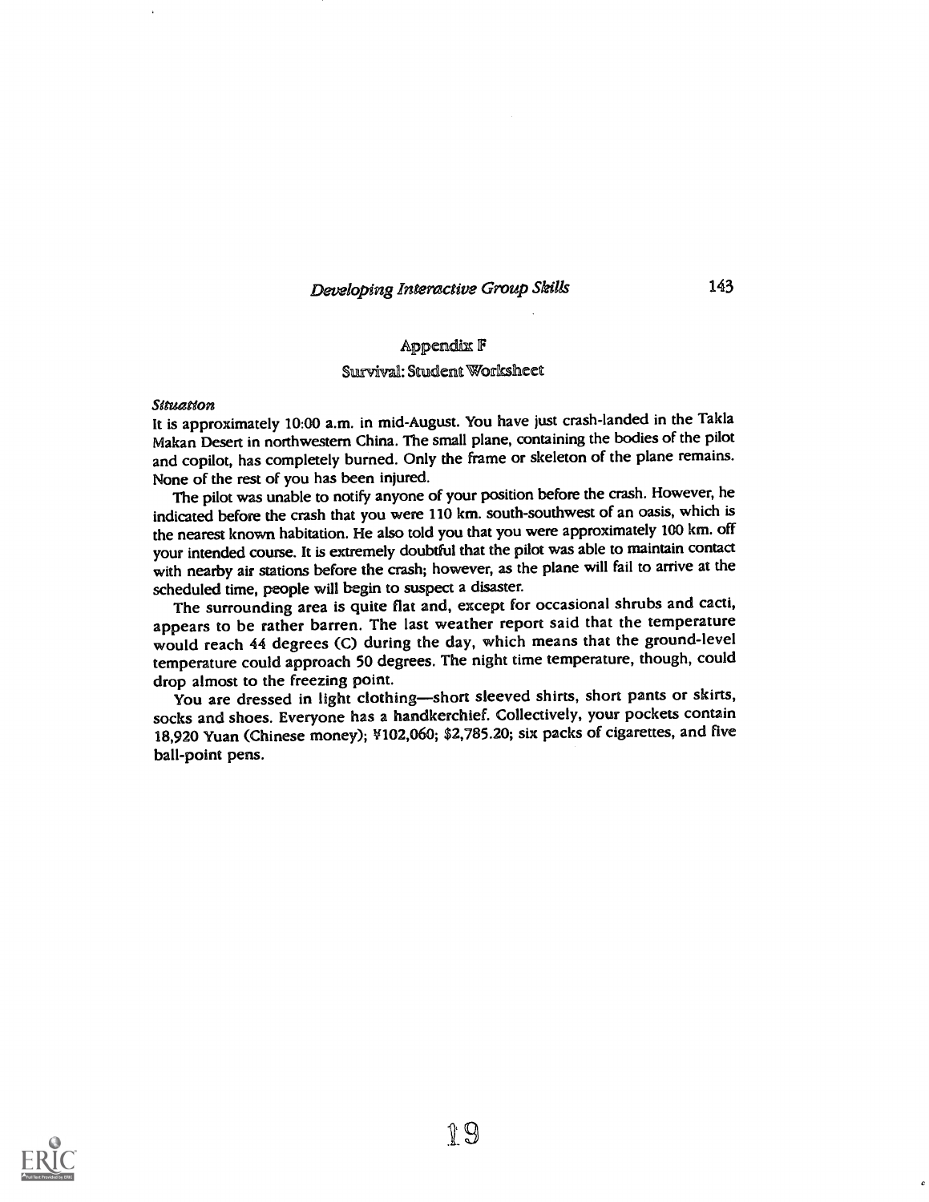## Appendix F

### Survival: Student Worksheet

*Situation*

It is approximately 10:00 a.m. in mid-August. You have just crash-landed in the Takla Makan Desert in northwestern China. The small plane, containing the bodies of the pilot and copilot, has completely burned. Only the frame or skeleton of the plane remains. None of the rest of you has been injured.

The pilot was unable to notify anyone of your position before the crash. However, he indicated before the crash that you were 110 km. south-southwest of an oasis, which is the nearest known habitation. He also told you that you were approximately 100 km. off your intended course. It is extremely doubtful that the pilot was able to maintain contact with nearby air stations before the crash; however, as the plane will fail to arrive at the scheduled time, people will begin to suspect a disaster.

The surrounding area is quite flat and, except for occasional shrubs and cacti, appears to be rather barren. The last weather report said that the temperature would reach 44 degrees (C) during the day, which means that the ground-level temperature could approach 50 degrees. The night time temperature, though, could drop almost to the freezing point.

You are dressed in light clothing—short sleeved shirts, short pants or skirts, socks and shoes. Everyone has a handkerchief. Collectively, your pockets contain 18,920 Yuan (Chinese money); ¥102,060; $2,785.20; six packs of cigarettes, and five ball-point pens.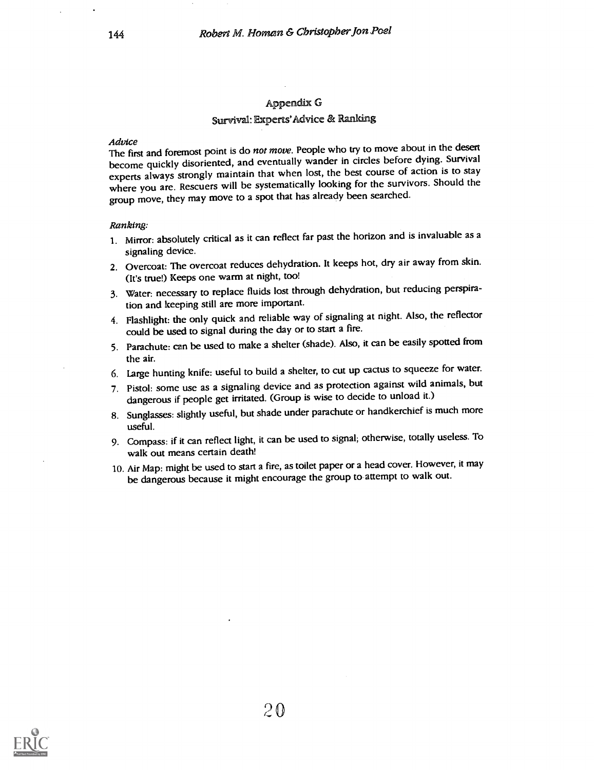## Appendix G

### Survival: Experts' Advice & Ranking

*Advice*

The first and foremost point is do *not move*. People who try to move about in the desert become quickly disoriented, and eventually wander in circles before dying. Survival experts always strongly maintain that when lost, the best course of action is to stay where you are. Rescuers will be systematically looking for the survivors. Should the group move, they may move to a spot that has already been searched.

*Ranking:*

1. Mirror: absolutely critical as it can reflect far past the horizon and is invaluable as a signaling device.
2. Overcoat: The overcoat reduces dehydration. It keeps hot, dry air away from skin. (It's true!) Keeps one warm at night, too!
3. Water: necessary to replace fluids lost through dehydration, but reducing perspiration and keeping still are more important.
4. Flashlight: the only quick and reliable way of signaling at night. Also, the reflector could be used to signal during the day or to start a fire.
5. Parachute: can be used to make a shelter (shade). Also, it can be easily spotted from the air.
6. Large hunting knife: useful to build a shelter, to cut up cactus to squeeze for water.
7. Pistol: some use as a signaling device and as protection against wild animals, but dangerous if people get irritated. (Group is wise to decide to unload it.)
8. Sunglasses: slightly useful, but shade under parachute or handkerchief is much more useful.
9. Compass: if it can reflect light, it can be used to signal; otherwise, totally useless. To walk out means certain death!
10. Air Map: might be used to start a fire, as toilet paper or a head cover. However, it may be dangerous because it might encourage the group to attempt to walk out.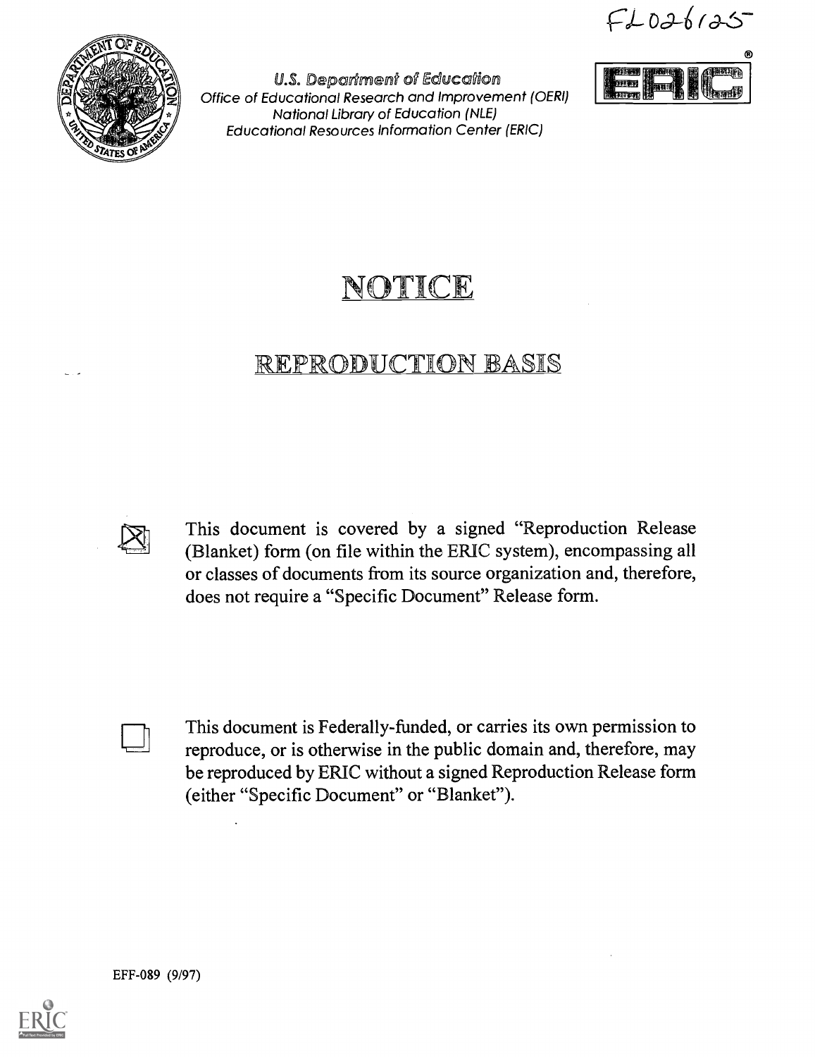FL026125

U.S. Department of Education
Office of Educational Research and Improvement (OERI)
National Library of Education (NLE)
Educational Resources Information Center (ERIC)

# NOTICE

## REPRODUCTION BASIS

☒ This document is covered by a signed "Reproduction Release (Blanket) form (on file within the ERIC system), encompassing all or classes of documents from its source organization and, therefore, does not require a "Specific Document" Release form.

☐ This document is Federally-funded, or carries its own permission to reproduce, or is otherwise in the public domain and, therefore, may be reproduced by ERIC without a signed Reproduction Release form (either "Specific Document" or "Blanket").

EFF-089 (9/97)